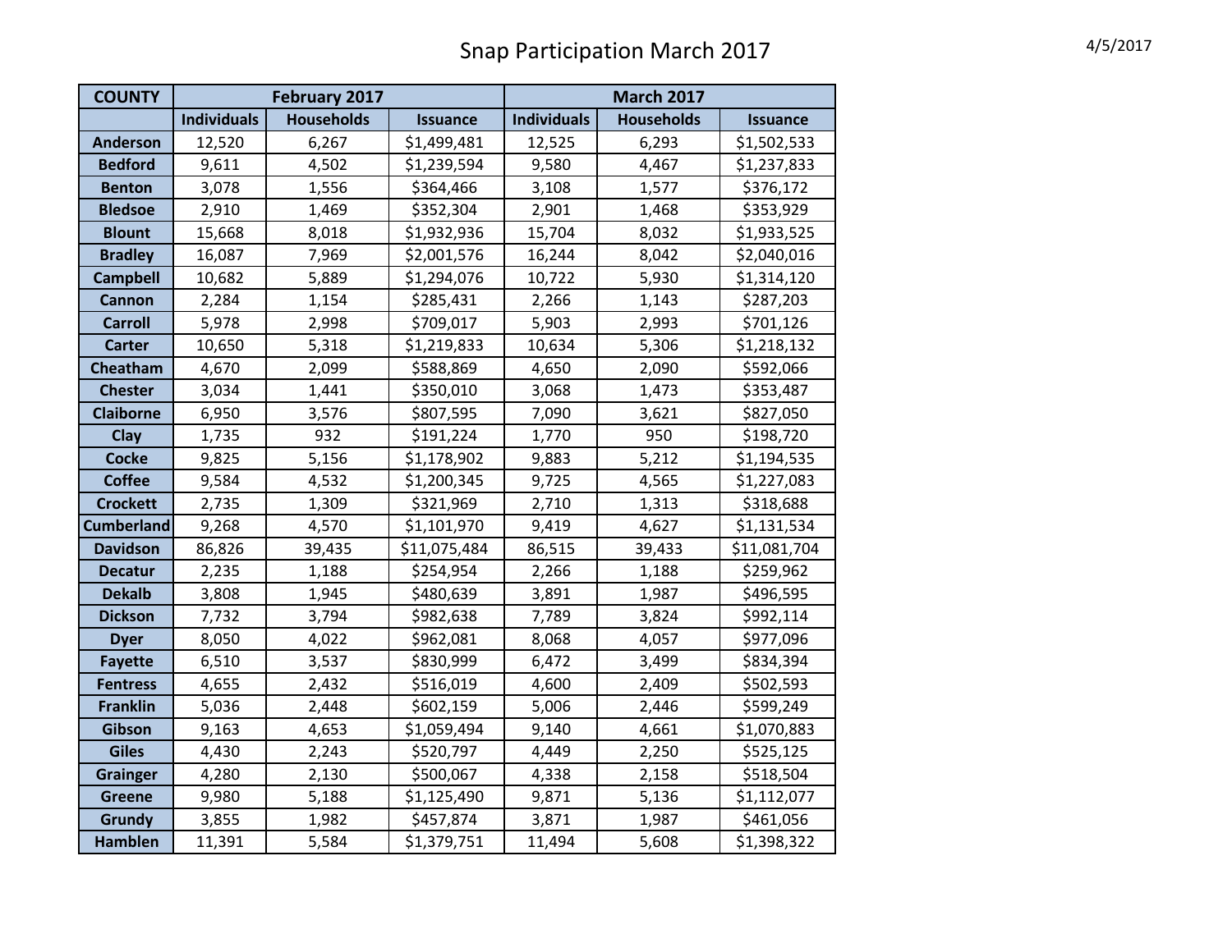# Snap Participation March 2017

4/5/2017

| COUNTY | February 2017 | | | March 2017 | | |
|---|---|---|---|---|---|---|
| | Individuals | Households | Issuance | Individuals | Households | Issuance |
| Anderson | 12,520 | 6,267 | $1,499,481 | 12,525 | 6,293 | $1,502,533 |
| Bedford | 9,611 | 4,502 | $1,239,594 | 9,580 | 4,467 | $1,237,833 |
| Benton | 3,078 | 1,556 | $364,466 | 3,108 | 1,577 | $376,172 |
| Bledsoe | 2,910 | 1,469 | $352,304 | 2,901 | 1,468 | $353,929 |
| Blount | 15,668 | 8,018 | $1,932,936 | 15,704 | 8,032 | $1,933,525 |
| Bradley | 16,087 | 7,969 | $2,001,576 | 16,244 | 8,042 | $2,040,016 |
| Campbell | 10,682 | 5,889 | $1,294,076 | 10,722 | 5,930 | $1,314,120 |
| Cannon | 2,284 | 1,154 | $285,431 | 2,266 | 1,143 | $287,203 |
| Carroll | 5,978 | 2,998 | $709,017 | 5,903 | 2,993 | $701,126 |
| Carter | 10,650 | 5,318 | $1,219,833 | 10,634 | 5,306 | $1,218,132 |
| Cheatham | 4,670 | 2,099 | $588,869 | 4,650 | 2,090 | $592,066 |
| Chester | 3,034 | 1,441 | $350,010 | 3,068 | 1,473 | $353,487 |
| Claiborne | 6,950 | 3,576 | $807,595 | 7,090 | 3,621 | $827,050 |
| Clay | 1,735 | 932 | $191,224 | 1,770 | 950 | $198,720 |
| Cocke | 9,825 | 5,156 | $1,178,902 | 9,883 | 5,212 | $1,194,535 |
| Coffee | 9,584 | 4,532 | $1,200,345 | 9,725 | 4,565 | $1,227,083 |
| Crockett | 2,735 | 1,309 | $321,969 | 2,710 | 1,313 | $318,688 |
| Cumberland | 9,268 | 4,570 | $1,101,970 | 9,419 | 4,627 | $1,131,534 |
| Davidson | 86,826 | 39,435 | $11,075,484 | 86,515 | 39,433 | $11,081,704 |
| Decatur | 2,235 | 1,188 | $254,954 | 2,266 | 1,188 | $259,962 |
| Dekalb | 3,808 | 1,945 | $480,639 | 3,891 | 1,987 | $496,595 |
| Dickson | 7,732 | 3,794 | $982,638 | 7,789 | 3,824 | $992,114 |
| Dyer | 8,050 | 4,022 | $962,081 | 8,068 | 4,057 | $977,096 |
| Fayette | 6,510 | 3,537 | $830,999 | 6,472 | 3,499 | $834,394 |
| Fentress | 4,655 | 2,432 | $516,019 | 4,600 | 2,409 | $502,593 |
| Franklin | 5,036 | 2,448 | $602,159 | 5,006 | 2,446 | $599,249 |
| Gibson | 9,163 | 4,653 | $1,059,494 | 9,140 | 4,661 | $1,070,883 |
| Giles | 4,430 | 2,243 | $520,797 | 4,449 | 2,250 | $525,125 |
| Grainger | 4,280 | 2,130 | $500,067 | 4,338 | 2,158 | $518,504 |
| Greene | 9,980 | 5,188 | $1,125,490 | 9,871 | 5,136 | $1,112,077 |
| Grundy | 3,855 | 1,982 | $457,874 | 3,871 | 1,987 | $461,056 |
| Hamblen | 11,391 | 5,584 | $1,379,751 | 11,494 | 5,608 | $1,398,322 |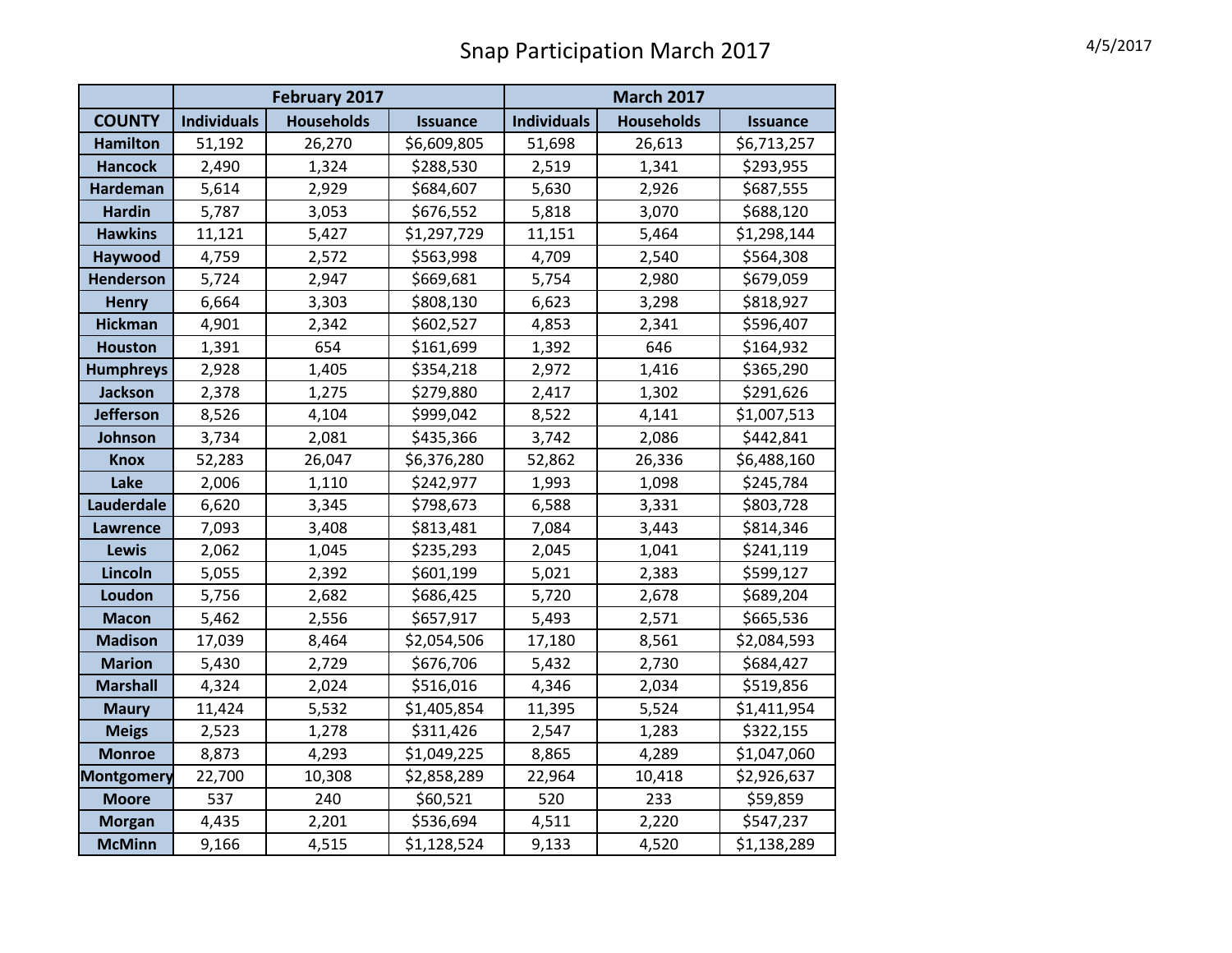# Snap Participation March 2017

4/5/2017

| | February 2017 | | | March 2017 | | |
|---|---|---|---|---|---|---|
| **COUNTY** | **Individuals** | **Households** | **Issuance** | **Individuals** | **Households** | **Issuance** |
| **Hamilton** | 51,192 | 26,270 | $6,609,805 | 51,698 | 26,613 | $6,713,257 |
| **Hancock** | 2,490 | 1,324 | $288,530 | 2,519 | 1,341 | $293,955 |
| **Hardeman** | 5,614 | 2,929 | $684,607 | 5,630 | 2,926 | $687,555 |
| **Hardin** | 5,787 | 3,053 | $676,552 | 5,818 | 3,070 | $688,120 |
| **Hawkins** | 11,121 | 5,427 | $1,297,729 | 11,151 | 5,464 | $1,298,144 |
| **Haywood** | 4,759 | 2,572 | $563,998 | 4,709 | 2,540 | $564,308 |
| **Henderson** | 5,724 | 2,947 | $669,681 | 5,754 | 2,980 | $679,059 |
| **Henry** | 6,664 | 3,303 | $808,130 | 6,623 | 3,298 | $818,927 |
| **Hickman** | 4,901 | 2,342 | $602,527 | 4,853 | 2,341 | $596,407 |
| **Houston** | 1,391 | 654 | $161,699 | 1,392 | 646 | $164,932 |
| **Humphreys** | 2,928 | 1,405 | $354,218 | 2,972 | 1,416 | $365,290 |
| **Jackson** | 2,378 | 1,275 | $279,880 | 2,417 | 1,302 | $291,626 |
| **Jefferson** | 8,526 | 4,104 | $999,042 | 8,522 | 4,141 | $1,007,513 |
| **Johnson** | 3,734 | 2,081 | $435,366 | 3,742 | 2,086 | $442,841 |
| **Knox** | 52,283 | 26,047 | $6,376,280 | 52,862 | 26,336 | $6,488,160 |
| **Lake** | 2,006 | 1,110 | $242,977 | 1,993 | 1,098 | $245,784 |
| **Lauderdale** | 6,620 | 3,345 | $798,673 | 6,588 | 3,331 | $803,728 |
| **Lawrence** | 7,093 | 3,408 | $813,481 | 7,084 | 3,443 | $814,346 |
| **Lewis** | 2,062 | 1,045 | $235,293 | 2,045 | 1,041 | $241,119 |
| **Lincoln** | 5,055 | 2,392 | $601,199 | 5,021 | 2,383 | $599,127 |
| **Loudon** | 5,756 | 2,682 | $686,425 | 5,720 | 2,678 | $689,204 |
| **Macon** | 5,462 | 2,556 | $657,917 | 5,493 | 2,571 | $665,536 |
| **Madison** | 17,039 | 8,464 | $2,054,506 | 17,180 | 8,561 | $2,084,593 |
| **Marion** | 5,430 | 2,729 | $676,706 | 5,432 | 2,730 | $684,427 |
| **Marshall** | 4,324 | 2,024 | $516,016 | 4,346 | 2,034 | $519,856 |
| **Maury** | 11,424 | 5,532 | $1,405,854 | 11,395 | 5,524 | $1,411,954 |
| **Meigs** | 2,523 | 1,278 | $311,426 | 2,547 | 1,283 | $322,155 |
| **Monroe** | 8,873 | 4,293 | $1,049,225 | 8,865 | 4,289 | $1,047,060 |
| **Montgomery** | 22,700 | 10,308 | $2,858,289 | 22,964 | 10,418 | $2,926,637 |
| **Moore** | 537 | 240 | $60,521 | 520 | 233 | $59,859 |
| **Morgan** | 4,435 | 2,201 | $536,694 | 4,511 | 2,220 | $547,237 |
| **McMinn** | 9,166 | 4,515 | $1,128,524 | 9,133 | 4,520 | $1,138,289 |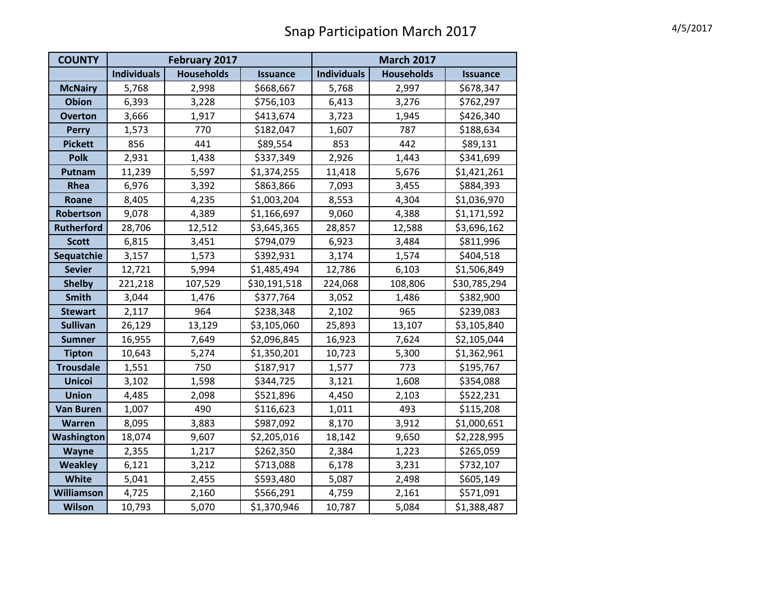# Snap Participation March 2017

4/5/2017

| COUNTY | February 2017 | | | March 2017 | | |
|---|---|---|---|---|---|---|
| | Individuals | Households | Issuance | Individuals | Households | Issuance |
| McNairy | 5,768 | 2,998 | $668,667 | 5,768 | 2,997 | $678,347 |
| Obion | 6,393 | 3,228 | $756,103 | 6,413 | 3,276 | $762,297 |
| Overton | 3,666 | 1,917 | $413,674 | 3,723 | 1,945 | $426,340 |
| Perry | 1,573 | 770 | $182,047 | 1,607 | 787 | $188,634 |
| Pickett | 856 | 441 | $89,554 | 853 | 442 | $89,131 |
| Polk | 2,931 | 1,438 | $337,349 | 2,926 | 1,443 | $341,699 |
| Putnam | 11,239 | 5,597 | $1,374,255 | 11,418 | 5,676 | $1,421,261 |
| Rhea | 6,976 | 3,392 | $863,866 | 7,093 | 3,455 | $884,393 |
| Roane | 8,405 | 4,235 | $1,003,204 | 8,553 | 4,304 | $1,036,970 |
| Robertson | 9,078 | 4,389 | $1,166,697 | 9,060 | 4,388 | $1,171,592 |
| Rutherford | 28,706 | 12,512 | $3,645,365 | 28,857 | 12,588 | $3,696,162 |
| Scott | 6,815 | 3,451 | $794,079 | 6,923 | 3,484 | $811,996 |
| Sequatchie | 3,157 | 1,573 | $392,931 | 3,174 | 1,574 | $404,518 |
| Sevier | 12,721 | 5,994 | $1,485,494 | 12,786 | 6,103 | $1,506,849 |
| Shelby | 221,218 | 107,529 | $30,191,518 | 224,068 | 108,806 | $30,785,294 |
| Smith | 3,044 | 1,476 | $377,764 | 3,052 | 1,486 | $382,900 |
| Stewart | 2,117 | 964 | $238,348 | 2,102 | 965 | $239,083 |
| Sullivan | 26,129 | 13,129 | $3,105,060 | 25,893 | 13,107 | $3,105,840 |
| Sumner | 16,955 | 7,649 | $2,096,845 | 16,923 | 7,624 | $2,105,044 |
| Tipton | 10,643 | 5,274 | $1,350,201 | 10,723 | 5,300 | $1,362,961 |
| Trousdale | 1,551 | 750 | $187,917 | 1,577 | 773 | $195,767 |
| Unicoi | 3,102 | 1,598 | $344,725 | 3,121 | 1,608 | $354,088 |
| Union | 4,485 | 2,098 | $521,896 | 4,450 | 2,103 | $522,231 |
| Van Buren | 1,007 | 490 | $116,623 | 1,011 | 493 | $115,208 |
| Warren | 8,095 | 3,883 | $987,092 | 8,170 | 3,912 | $1,000,651 |
| Washington | 18,074 | 9,607 | $2,205,016 | 18,142 | 9,650 | $2,228,995 |
| Wayne | 2,355 | 1,217 | $262,350 | 2,384 | 1,223 | $265,059 |
| Weakley | 6,121 | 3,212 | $713,088 | 6,178 | 3,231 | $732,107 |
| White | 5,041 | 2,455 | $593,480 | 5,087 | 2,498 | $605,149 |
| Williamson | 4,725 | 2,160 | $566,291 | 4,759 | 2,161 | $571,091 |
| Wilson | 10,793 | 5,070 | $1,370,946 | 10,787 | 5,084 | $1,388,487 |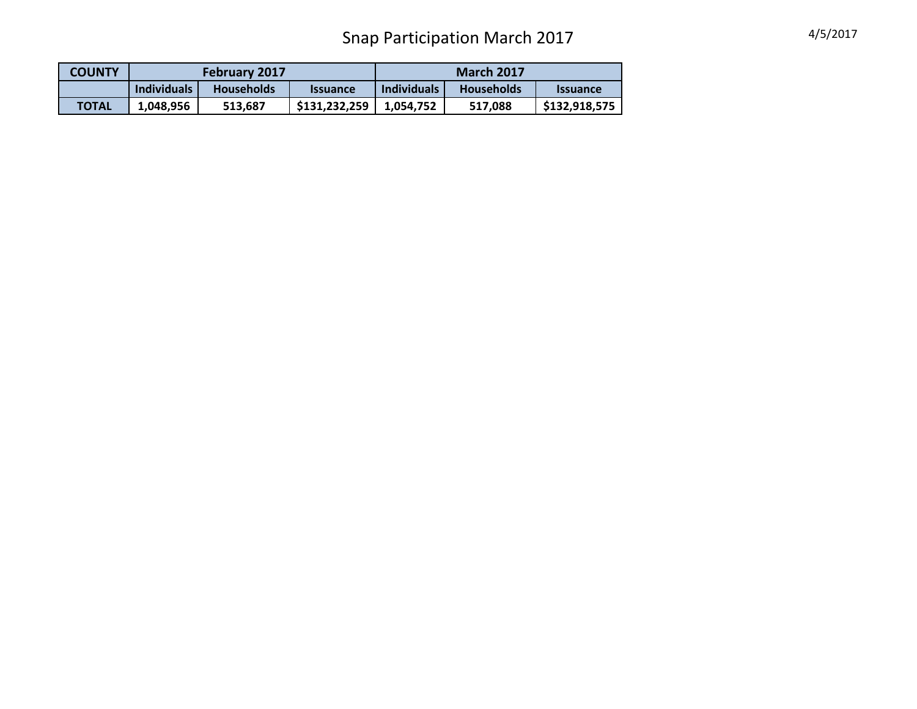# Snap Participation March 2017

4/5/2017

| COUNTY | February 2017 | | | March 2017 | | |
|---|---|---|---|---|---|---|
| | Individuals | Households | Issuance | Individuals | Households | Issuance |
| TOTAL | 1,048,956 | 513,687 | $131,232,259 | 1,054,752 | 517,088 | $132,918,575 |